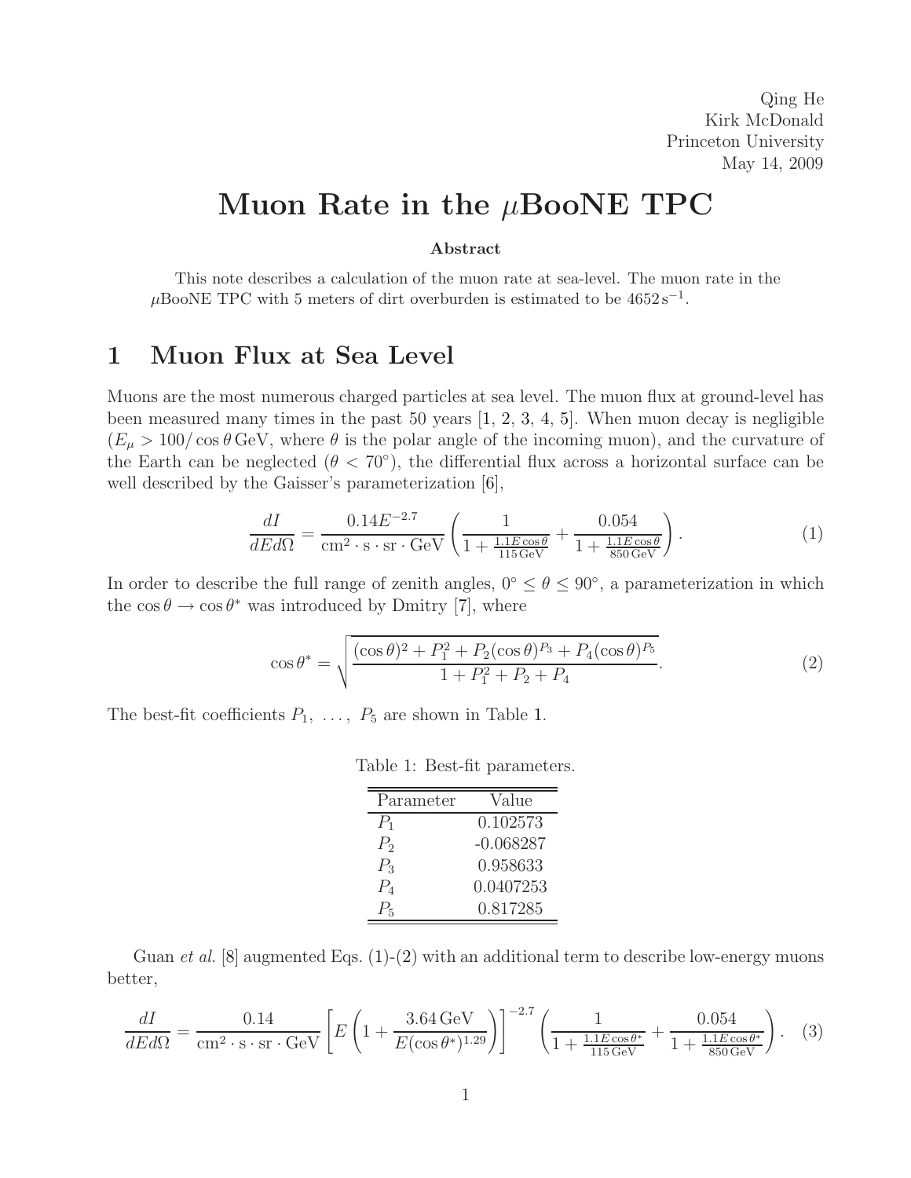Qing He
Kirk McDonald
Princeton University
May 14, 2009

# Muon Rate in the $\mu$BooNE TPC

**Abstract**

This note describes a calculation of the muon rate at sea-level. The muon rate in the $\mu$BooNE TPC with 5 meters of dirt overburden is estimated to be $4652\,\mathrm{s}^{-1}$.

## 1 Muon Flux at Sea Level

Muons are the most numerous charged particles at sea level. The muon flux at ground-level has been measured many times in the past 50 years [1, 2, 3, 4, 5]. When muon decay is negligible ($E_\mu > 100/\cos\theta\,\mathrm{GeV}$, where $\theta$ is the polar angle of the incoming muon), and the curvature of the Earth can be neglected ($\theta < 70^\circ$), the differential flux across a horizontal surface can be well described by the Gaisser's parameterization [6],

$$\frac{dI}{dE d\Omega} = \frac{0.14 E^{-2.7}}{\mathrm{cm}^2 \cdot \mathrm{s} \cdot \mathrm{sr} \cdot \mathrm{GeV}} \left( \frac{1}{1 + \frac{1.1 E \cos\theta}{115\,\mathrm{GeV}}} + \frac{0.054}{1 + \frac{1.1 E \cos\theta}{850\,\mathrm{GeV}}} \right). \tag{1}$$

In order to describe the full range of zenith angles, $0^\circ \leq \theta \leq 90^\circ$, a parameterization in which the $\cos\theta \to \cos\theta^*$ was introduced by Dmitry [7], where

$$\cos\theta^* = \sqrt{\frac{(\cos\theta)^2 + P_1^2 + P_2(\cos\theta)^{P_3} + P_4(\cos\theta)^{P_5}}{1 + P_1^2 + P_2 + P_4}}. \tag{2}$$

The best-fit coefficients $P_1, \ldots, P_5$ are shown in Table 1.

Table 1: Best-fit parameters.

| Parameter | Value |
| --- | --- |
| $P_1$ | 0.102573 |
| $P_2$ | -0.068287 |
| $P_3$ | 0.958633 |
| $P_4$ | 0.0407253 |
| $P_5$ | 0.817285 |

Guan *et al.* [8] augmented Eqs. (1)-(2) with an additional term to describe low-energy muons better,

$$\frac{dI}{dE d\Omega} = \frac{0.14}{\mathrm{cm}^2 \cdot \mathrm{s} \cdot \mathrm{sr} \cdot \mathrm{GeV}} \left[ E \left( 1 + \frac{3.64\,\mathrm{GeV}}{E (\cos\theta^*)^{1.29}} \right) \right]^{-2.7} \left( \frac{1}{1 + \frac{1.1 E \cos\theta^*}{115\,\mathrm{GeV}}} + \frac{0.054}{1 + \frac{1.1 E \cos\theta^*}{850\,\mathrm{GeV}}} \right). \tag{3}$$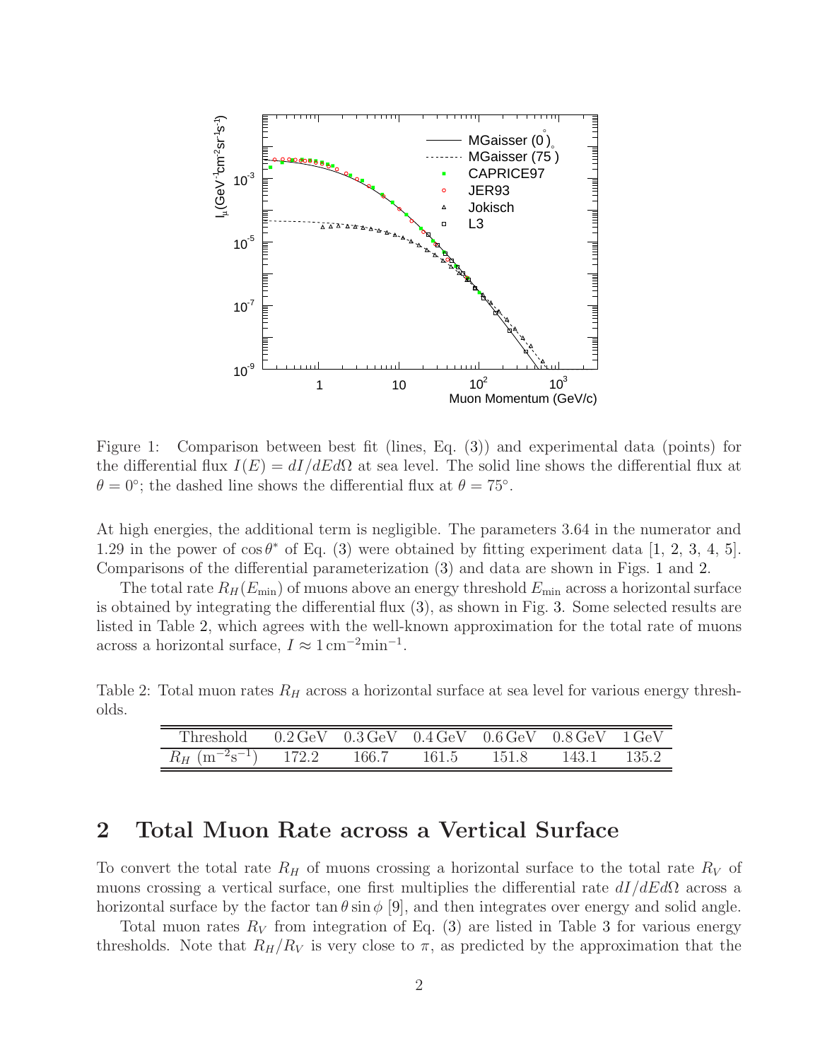Figure 1: Comparison between best fit (lines, Eq. (3)) and experimental data (points) for the differential flux $I(E) = dI/dEd\Omega$ at sea level. The solid line shows the differential flux at $\theta = 0°$; the dashed line shows the differential flux at $\theta = 75°$.

At high energies, the additional term is negligible. The parameters 3.64 in the numerator and 1.29 in the power of $\cos\theta^*$ of Eq. (3) were obtained by fitting experiment data [1, 2, 3, 4, 5]. Comparisons of the differential parameterization (3) and data are shown in Figs. 1 and 2.

The total rate $R_H(E_{\min})$ of muons above an energy threshold $E_{\min}$ across a horizontal surface is obtained by integrating the differential flux (3), as shown in Fig. 3. Some selected results are listed in Table 2, which agrees with the well-known approximation for the total rate of muons across a horizontal surface, $I \approx 1\,\mathrm{cm}^{-2}\mathrm{min}^{-1}$.

Table 2: Total muon rates $R_H$ across a horizontal surface at sea level for various energy thresholds.

| Threshold | 0.2 GeV | 0.3 GeV | 0.4 GeV | 0.6 GeV | 0.8 GeV | 1 GeV |
|---|---|---|---|---|---|---|
| $R_H$ ($\mathrm{m}^{-2}\mathrm{s}^{-1}$) | 172.2 | 166.7 | 161.5 | 151.8 | 143.1 | 135.2 |

## 2 Total Muon Rate across a Vertical Surface

To convert the total rate $R_H$ of muons crossing a horizontal surface to the total rate $R_V$ of muons crossing a vertical surface, one first multiplies the differential rate $dI/dEd\Omega$ across a horizontal surface by the factor $\tan\theta\sin\phi$ [9], and then integrates over energy and solid angle.

Total muon rates $R_V$ from integration of Eq. (3) are listed in Table 3 for various energy thresholds. Note that $R_H/R_V$ is very close to $\pi$, as predicted by the approximation that the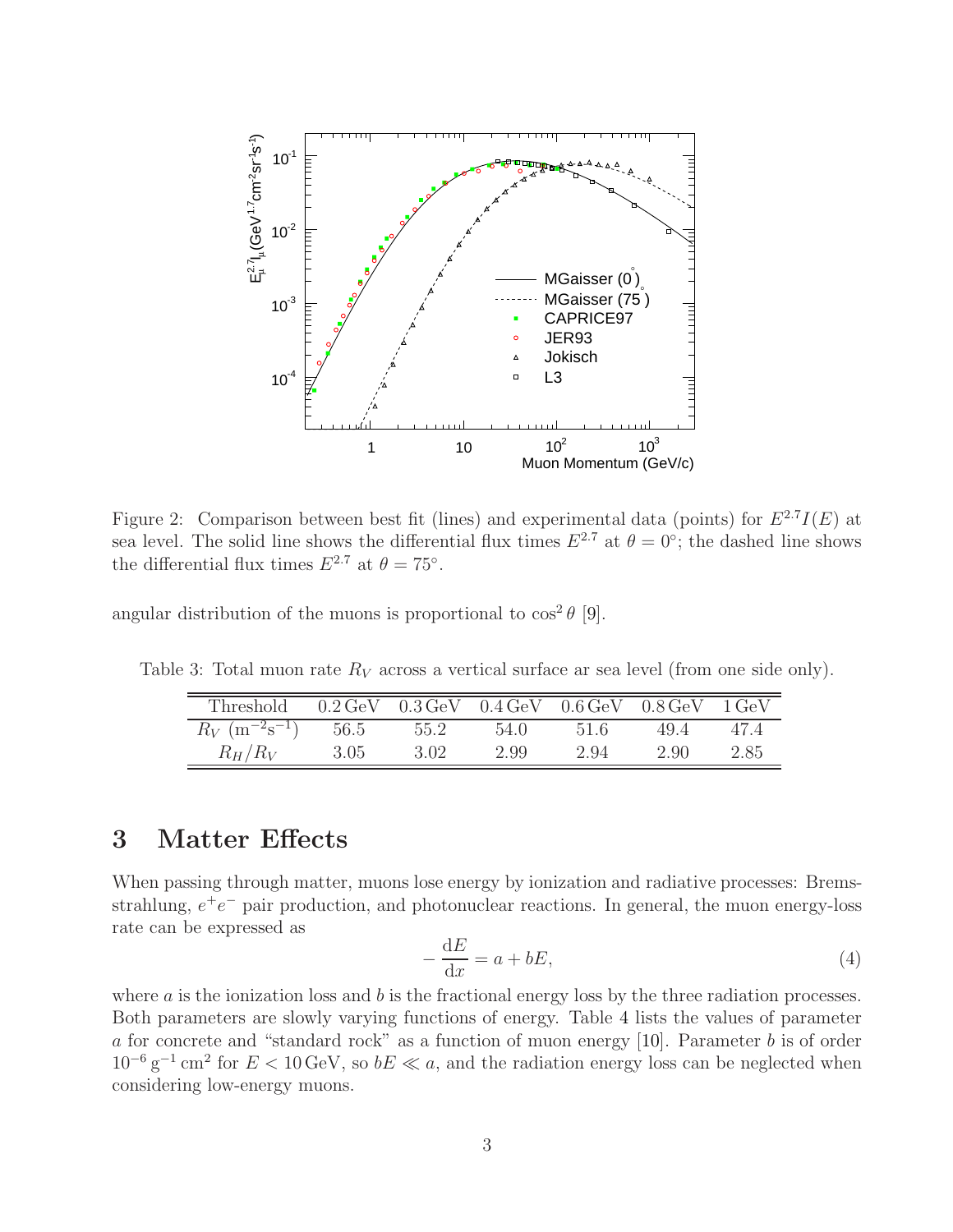Figure 2: Comparison between best fit (lines) and experimental data (points) for $E^{2.7}I(E)$ at sea level. The solid line shows the differential flux times $E^{2.7}$ at $\theta = 0°$; the dashed line shows the differential flux times $E^{2.7}$ at $\theta = 75°$.

angular distribution of the muons is proportional to $\cos^2\theta$ [9].

Table 3: Total muon rate $R_V$ across a vertical surface ar sea level (from one side only).

| Threshold | 0.2 GeV | 0.3 GeV | 0.4 GeV | 0.6 GeV | 0.8 GeV | 1 GeV |
|---|---|---|---|---|---|---|
| $R_V$ ($\mathrm{m}^{-2}\mathrm{s}^{-1}$) | 56.5 | 55.2 | 54.0 | 51.6 | 49.4 | 47.4 |
| $R_H/R_V$ | 3.05 | 3.02 | 2.99 | 2.94 | 2.90 | 2.85 |

# 3 Matter Effects

When passing through matter, muons lose energy by ionization and radiative processes: Bremsstrahlung, $e^+e^-$ pair production, and photonuclear reactions. In general, the muon energy-loss rate can be expressed as

$$-\frac{\mathrm{d}E}{\mathrm{d}x} = a + bE, \tag{4}$$

where $a$ is the ionization loss and $b$ is the fractional energy loss by the three radiation processes. Both parameters are slowly varying functions of energy. Table 4 lists the values of parameter $a$ for concrete and "standard rock" as a function of muon energy [10]. Parameter $b$ is of order $10^{-6}\,\mathrm{g}^{-1}\,\mathrm{cm}^2$ for $E < 10\,\mathrm{GeV}$, so $bE \ll a$, and the radiation energy loss can be neglected when considering low-energy muons.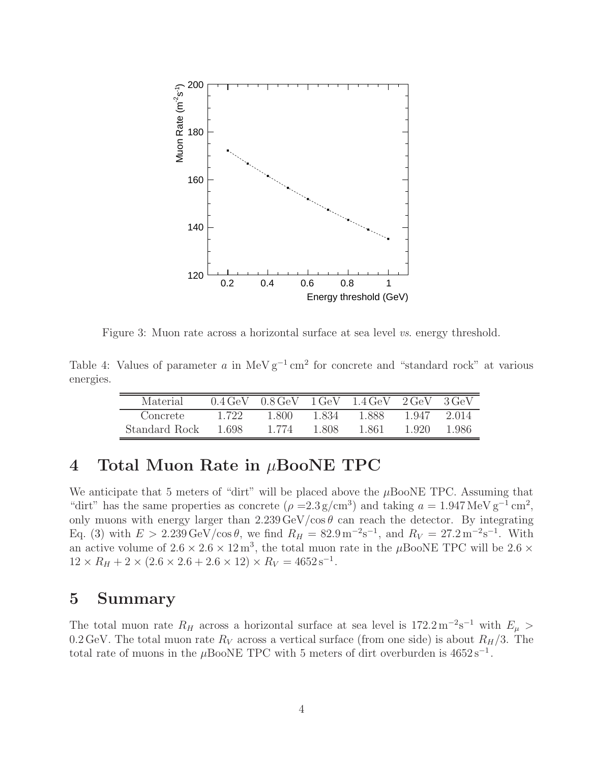Figure 3: Muon rate across a horizontal surface at sea level *vs.* energy threshold.

Table 4: Values of parameter $a$ in $\mathrm{MeV\,g^{-1}\,cm^2}$ for concrete and "standard rock" at various energies.

| Material | 0.4 GeV | 0.8 GeV | 1 GeV | 1.4 GeV | 2 GeV | 3 GeV |
|---|---|---|---|---|---|---|
| Concrete | 1.722 | 1.800 | 1.834 | 1.888 | 1.947 | 2.014 |
| Standard Rock | 1.698 | 1.774 | 1.808 | 1.861 | 1.920 | 1.986 |

# 4 Total Muon Rate in $\mu$BooNE TPC

We anticipate that 5 meters of "dirt" will be placed above the $\mu$BooNE TPC. Assuming that "dirt" has the same properties as concrete ($\rho = 2.3\,\mathrm{g/cm^3}$) and taking $a = 1.947\,\mathrm{MeV\,g^{-1}\,cm^2}$, only muons with energy larger than $2.239\,\mathrm{GeV}/\cos\theta$ can reach the detector. By integrating Eq. (3) with $E > 2.239\,\mathrm{GeV}/\cos\theta$, we find $R_H = 82.9\,\mathrm{m^{-2}s^{-1}}$, and $R_V = 27.2\,\mathrm{m^{-2}s^{-1}}$. With an active volume of $2.6 \times 2.6 \times 12\,\mathrm{m^3}$, the total muon rate in the $\mu$BooNE TPC will be $2.6 \times 12 \times R_H + 2 \times (2.6 \times 2.6 + 2.6 \times 12) \times R_V = 4652\,\mathrm{s^{-1}}$.

# 5 Summary

The total muon rate $R_H$ across a horizontal surface at sea level is $172.2\,\mathrm{m^{-2}s^{-1}}$ with $E_\mu > 0.2\,\mathrm{GeV}$. The total muon rate $R_V$ across a vertical surface (from one side) is about $R_H/3$. The total rate of muons in the $\mu$BooNE TPC with 5 meters of dirt overburden is $4652\,\mathrm{s^{-1}}$.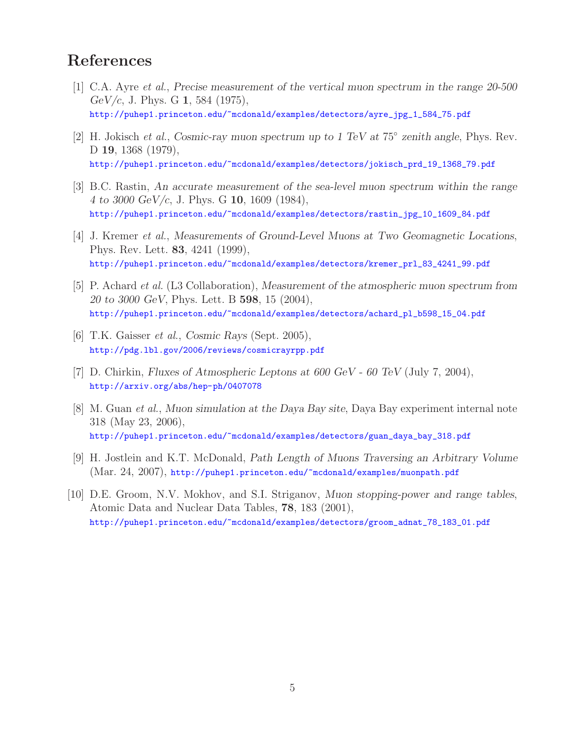# References

[1] C.A. Ayre *et al.*, *Precise measurement of the vertical muon spectrum in the range 20-500 GeV/c*, J. Phys. G **1**, 584 (1975),
http://puhep1.princeton.edu/~mcdonald/examples/detectors/ayre_jpg_1_584_75.pdf

[2] H. Jokisch *et al.*, *Cosmic-ray muon spectrum up to 1 TeV at 75° zenith angle*, Phys. Rev. D **19**, 1368 (1979),
http://puhep1.princeton.edu/~mcdonald/examples/detectors/jokisch_prd_19_1368_79.pdf

[3] B.C. Rastin, *An accurate measurement of the sea-level muon spectrum within the range 4 to 3000 GeV/c*, J. Phys. G **10**, 1609 (1984),
http://puhep1.princeton.edu/~mcdonald/examples/detectors/rastin_jpg_10_1609_84.pdf

[4] J. Kremer *et al.*, *Measurements of Ground-Level Muons at Two Geomagnetic Locations*, Phys. Rev. Lett. **83**, 4241 (1999),
http://puhep1.princeton.edu/~mcdonald/examples/detectors/kremer_prl_83_4241_99.pdf

[5] P. Achard *et al.* (L3 Collaboration), *Measurement of the atmospheric muon spectrum from 20 to 3000 GeV*, Phys. Lett. B **598**, 15 (2004),
http://puhep1.princeton.edu/~mcdonald/examples/detectors/achard_pl_b598_15_04.pdf

[6] T.K. Gaisser *et al.*, *Cosmic Rays* (Sept. 2005),
http://pdg.lbl.gov/2006/reviews/cosmicrayrpp.pdf

[7] D. Chirkin, *Fluxes of Atmospheric Leptons at 600 GeV - 60 TeV* (July 7, 2004),
http://arxiv.org/abs/hep-ph/0407078

[8] M. Guan *et al.*, *Muon simulation at the Daya Bay site*, Daya Bay experiment internal note 318 (May 23, 2006),
http://puhep1.princeton.edu/~mcdonald/examples/detectors/guan_daya_bay_318.pdf

[9] H. Jostlein and K.T. McDonald, *Path Length of Muons Traversing an Arbitrary Volume* (Mar. 24, 2007), http://puhep1.princeton.edu/~mcdonald/examples/muonpath.pdf

[10] D.E. Groom, N.V. Mokhov, and S.I. Striganov, *Muon stopping-power and range tables*, Atomic Data and Nuclear Data Tables, **78**, 183 (2001),
http://puhep1.princeton.edu/~mcdonald/examples/detectors/groom_adnat_78_183_01.pdf